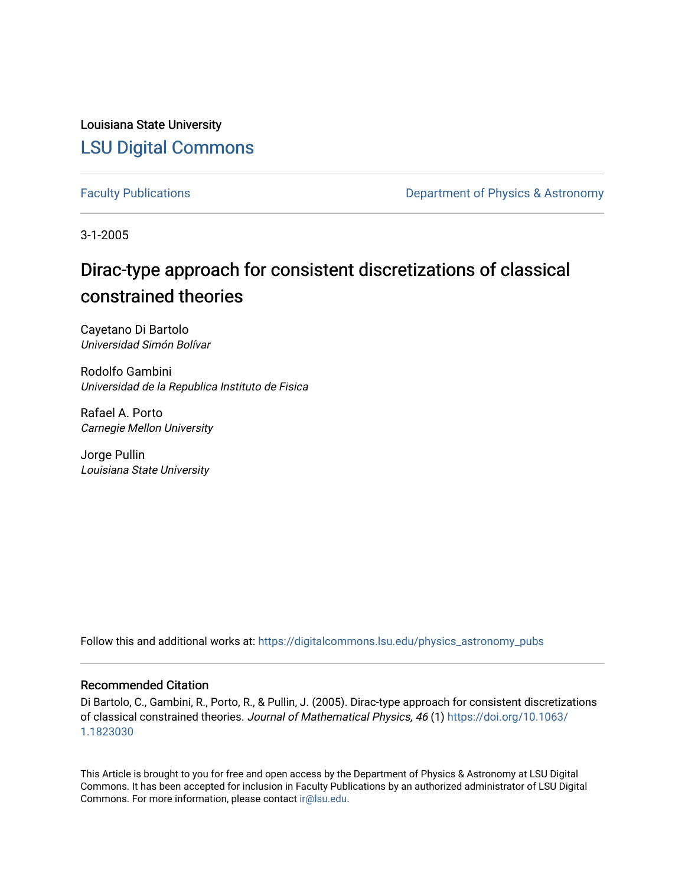Louisiana State University

# LSU Digital Commons

Faculty Publications | Department of Physics & Astronomy

3-1-2005

# Dirac-type approach for consistent discretizations of classical constrained theories

Cayetano Di Bartolo
*Universidad Simón Bolívar*

Rodolfo Gambini
*Universidad de la Republica Instituto de Fisica*

Rafael A. Porto
*Carnegie Mellon University*

Jorge Pullin
*Louisiana State University*

Follow this and additional works at: https://digitalcommons.lsu.edu/physics_astronomy_pubs

## Recommended Citation

Di Bartolo, C., Gambini, R., Porto, R., & Pullin, J. (2005). Dirac-type approach for consistent discretizations of classical constrained theories. *Journal of Mathematical Physics, 46* (1) https://doi.org/10.1063/1.1823030

This Article is brought to you for free and open access by the Department of Physics & Astronomy at LSU Digital Commons. It has been accepted for inclusion in Faculty Publications by an authorized administrator of LSU Digital Commons. For more information, please contact ir@lsu.edu.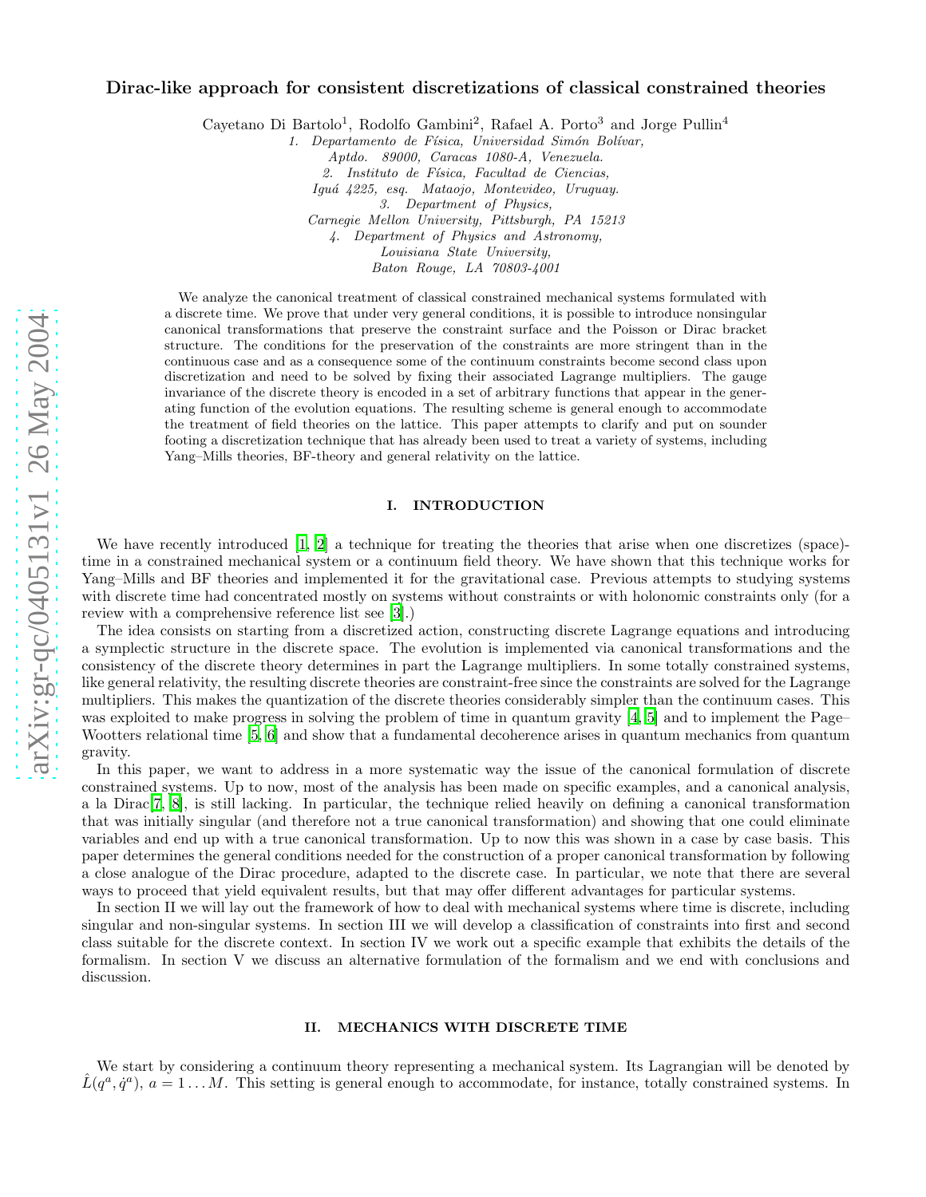# Dirac-like approach for consistent discretizations of classical constrained theories

Cayetano Di Bartolo[1], Rodolfo Gambini[2], Rafael A. Porto[3] and Jorge Pullin[4]

1. Departamento de Física, Universidad Simón Bolívar, Aptdo. 89000, Caracas 1080-A, Venezuela.
2. Instituto de Física, Facultad de Ciencias, Iguá 4225, esq. Mataojo, Montevideo, Uruguay.
3. Department of Physics, Carnegie Mellon University, Pittsburgh, PA 15213
4. Department of Physics and Astronomy, Louisiana State University, Baton Rouge, LA 70803-4001

We analyze the canonical treatment of classical constrained mechanical systems formulated with a discrete time. We prove that under very general conditions, it is possible to introduce nonsingular canonical transformations that preserve the constraint surface and the Poisson or Dirac bracket structure. The conditions for the preservation of the constraints are more stringent than in the continuous case and as a consequence some of the continuum constraints become second class upon discretization and need to be solved by fixing their associated Lagrange multipliers. The gauge invariance of the discrete theory is encoded in a set of arbitrary functions that appear in the generating function of the evolution equations. The resulting scheme is general enough to accommodate the treatment of field theories on the lattice. This paper attempts to clarify and put on sounder footing a discretization technique that has already been used to treat a variety of systems, including Yang–Mills theories, BF-theory and general relativity on the lattice.

## I. INTRODUCTION

We have recently introduced [1, 2] a technique for treating the theories that arise when one discretizes (space)-time in a constrained mechanical system or a continuum field theory. We have shown that this technique works for Yang–Mills and BF theories and implemented it for the gravitational case. Previous attempts to studying systems with discrete time had concentrated mostly on systems without constraints or with holonomic constraints only (for a review with a comprehensive reference list see [3].)

The idea consists on starting from a discretized action, constructing discrete Lagrange equations and introducing a symplectic structure in the discrete space. The evolution is implemented via canonical transformations and the consistency of the discrete theory determines in part the Lagrange multipliers. In some totally constrained systems, like general relativity, the resulting discrete theories are constraint-free since the constraints are solved for the Lagrange multipliers. This makes the quantization of the discrete theories considerably simpler than the continuum cases. This was exploited to make progress in solving the problem of time in quantum gravity [4, 5] and to implement the Page–Wootters relational time [5, 6] and show that a fundamental decoherence arises in quantum mechanics from quantum gravity.

In this paper, we want to address in a more systematic way the issue of the canonical formulation of discrete constrained systems. Up to now, most of the analysis has been made on specific examples, and a canonical analysis, a la Dirac[7, 8], is still lacking. In particular, the technique relied heavily on defining a canonical transformation that was initially singular (and therefore not a true canonical transformation) and showing that one could eliminate variables and end up with a true canonical transformation. Up to now this was shown in a case by case basis. This paper determines the general conditions needed for the construction of a proper canonical transformation by following a close analogue of the Dirac procedure, adapted to the discrete case. In particular, we note that there are several ways to proceed that yield equivalent results, but that may offer different advantages for particular systems.

In section II we will lay out the framework of how to deal with mechanical systems where time is discrete, including singular and non-singular systems. In section III we will develop a classification of constraints into first and second class suitable for the discrete context. In section IV we work out a specific example that exhibits the details of the formalism. In section V we discuss an alternative formulation of the formalism and we end with conclusions and discussion.

## II. MECHANICS WITH DISCRETE TIME

We start by considering a continuum theory representing a mechanical system. Its Lagrangian will be denoted by $\hat{L}(q^a, \dot{q}^a)$, $a = 1 \ldots M$. This setting is general enough to accommodate, for instance, totally constrained systems. In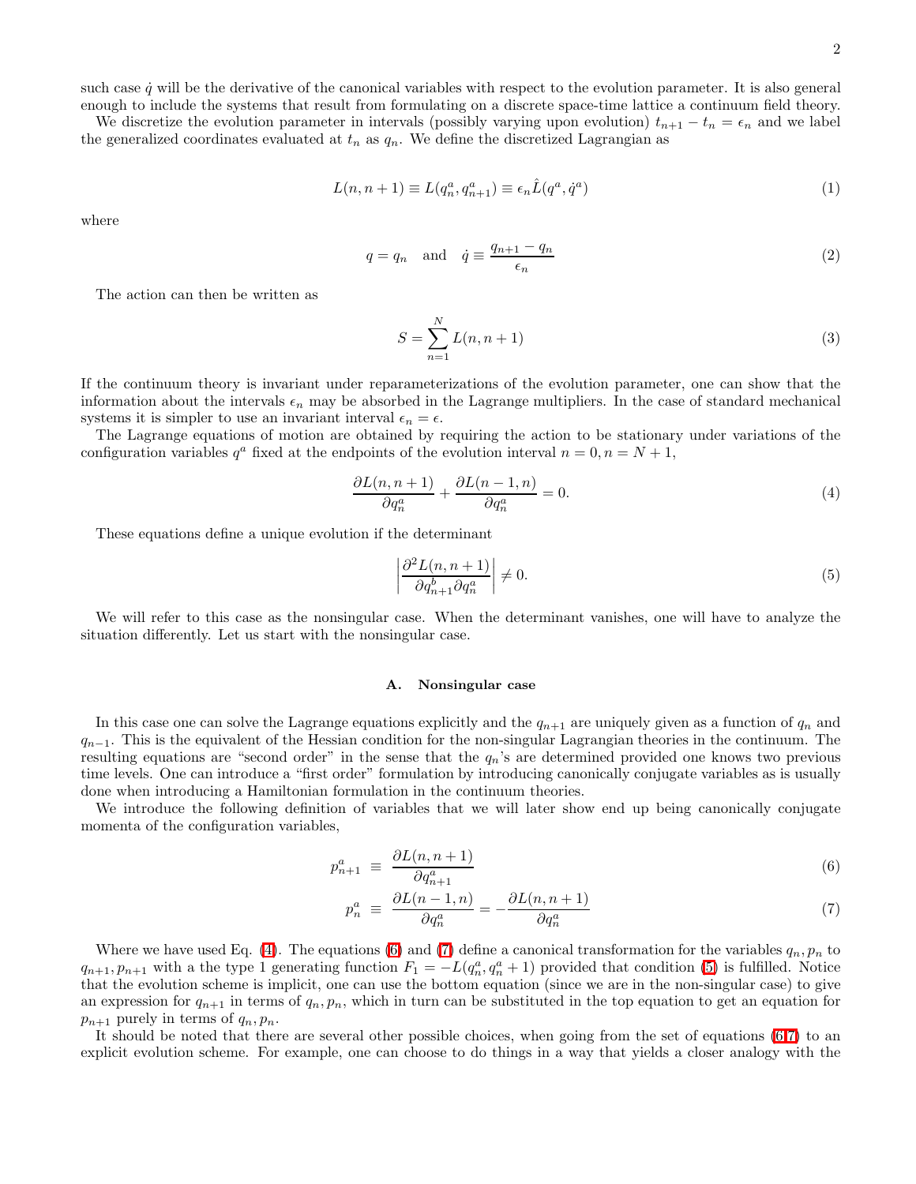such case $\dot{q}$ will be the derivative of the canonical variables with respect to the evolution parameter. It is also general enough to include the systems that result from formulating on a discrete space-time lattice a continuum field theory.

We discretize the evolution parameter in intervals (possibly varying upon evolution) $t_{n+1} - t_n = \epsilon_n$ and we label the generalized coordinates evaluated at $t_n$ as $q_n$. We define the discretized Lagrangian as

$$L(n, n+1) \equiv L(q_n^a, q_{n+1}^a) \equiv \epsilon_n \hat{L}(q^a, \dot{q}^a) \tag{1}$$

where

$$q = q_n \quad \text{and} \quad \dot{q} \equiv \frac{q_{n+1} - q_n}{\epsilon_n} \tag{2}$$

The action can then be written as

$$S = \sum_{n=1}^{N} L(n, n+1) \tag{3}$$

If the continuum theory is invariant under reparameterizations of the evolution parameter, one can show that the information about the intervals $\epsilon_n$ may be absorbed in the Lagrange multipliers. In the case of standard mechanical systems it is simpler to use an invariant interval $\epsilon_n = \epsilon$.

The Lagrange equations of motion are obtained by requiring the action to be stationary under variations of the configuration variables $q^a$ fixed at the endpoints of the evolution interval $n = 0, n = N + 1$,

$$\frac{\partial L(n, n+1)}{\partial q_n^a} + \frac{\partial L(n-1, n)}{\partial q_n^a} = 0. \tag{4}$$

These equations define a unique evolution if the determinant

$$\left| \frac{\partial^2 L(n, n+1)}{\partial q_{n+1}^b \partial q_n^a} \right| \neq 0. \tag{5}$$

We will refer to this case as the nonsingular case. When the determinant vanishes, one will have to analyze the situation differently. Let us start with the nonsingular case.

### A. Nonsingular case

In this case one can solve the Lagrange equations explicitly and the $q_{n+1}$ are uniquely given as a function of $q_n$ and $q_{n-1}$. This is the equivalent of the Hessian condition for the non-singular Lagrangian theories in the continuum. The resulting equations are "second order" in the sense that the $q_n$'s are determined provided one knows two previous time levels. One can introduce a "first order" formulation by introducing canonically conjugate variables as is usually done when introducing a Hamiltonian formulation in the continuum theories.

We introduce the following definition of variables that we will later show end up being canonically conjugate momenta of the configuration variables,

$$p_{n+1}^a \equiv \frac{\partial L(n, n+1)}{\partial q_{n+1}^a} \tag{6}$$

$$p_n^a \equiv \frac{\partial L(n-1, n)}{\partial q_n^a} = -\frac{\partial L(n, n+1)}{\partial q_n^a} \tag{7}$$

Where we have used Eq. (4). The equations (6) and (7) define a canonical transformation for the variables $q_n, p_n$ to $q_{n+1}, p_{n+1}$ with a the type 1 generating function $F_1 = -L(q_n^a, q_n^a + 1)$ provided that condition (5) is fulfilled. Notice that the evolution scheme is implicit, one can use the bottom equation (since we are in the non-singular case) to give an expression for $q_{n+1}$ in terms of $q_n, p_n$, which in turn can be substituted in the top equation to get an equation for $p_{n+1}$ purely in terms of $q_n, p_n$.

It should be noted that there are several other possible choices, when going from the set of equations (6,7) to an explicit evolution scheme. For example, one can choose to do things in a way that yields a closer analogy with the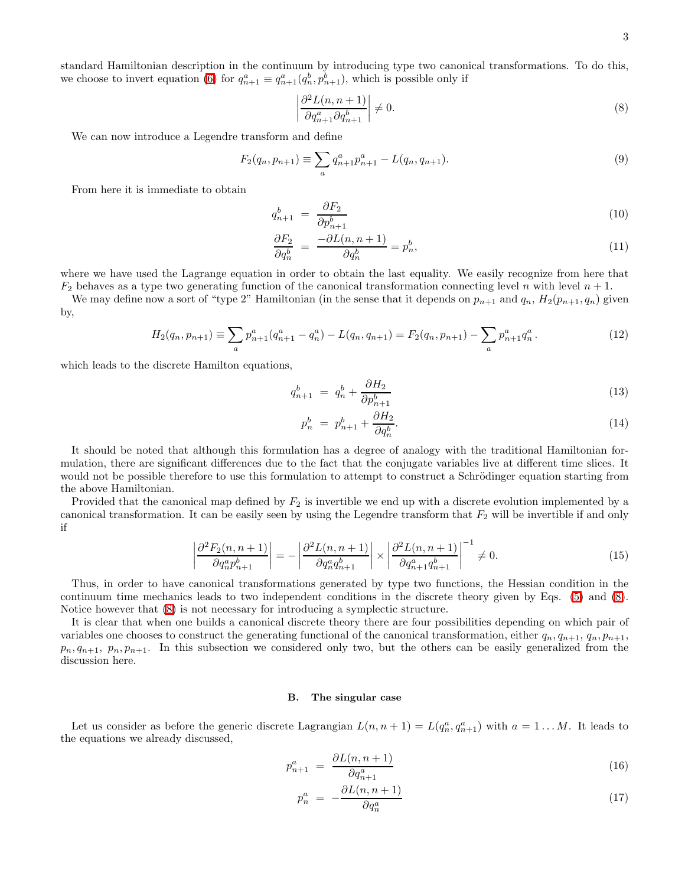standard Hamiltonian description in the continuum by introducing type two canonical transformations. To do this, we choose to invert equation (6) for $q^a_{n+1} \equiv q^a_{n+1}(q^b_n, p^b_{n+1})$, which is possible only if

$$\left| \frac{\partial^2 L(n, n+1)}{\partial q^a_{n+1} \partial q^b_{n+1}} \right| \neq 0. \tag{8}$$

We can now introduce a Legendre transform and define

$$F_2(q_n, p_{n+1}) \equiv \sum_a q^a_{n+1} p^a_{n+1} - L(q_n, q_{n+1}). \tag{9}$$

From here it is immediate to obtain

$$q^b_{n+1} = \frac{\partial F_2}{\partial p^b_{n+1}} \tag{10}$$

$$\frac{\partial F_2}{\partial q^b_n} = \frac{-\partial L(n, n+1)}{\partial q^b_n} = p^b_n, \tag{11}$$

where we have used the Lagrange equation in order to obtain the last equality. We easily recognize from here that $F_2$ behaves as a type two generating function of the canonical transformation connecting level $n$ with level $n+1$.

We may define now a sort of "type 2" Hamiltonian (in the sense that it depends on $p_{n+1}$ and $q_n$, $H_2(p_{n+1}, q_n)$ given by,

$$H_2(q_n, p_{n+1}) \equiv \sum_a p^a_{n+1}(q^a_{n+1} - q^a_n) - L(q_n, q_{n+1}) = F_2(q_n, p_{n+1}) - \sum_a p^a_{n+1} q^a_n . \tag{12}$$

which leads to the discrete Hamilton equations,

$$q^b_{n+1} = q^b_n + \frac{\partial H_2}{\partial p^b_{n+1}} \tag{13}$$

$$p^b_n = p^b_{n+1} + \frac{\partial H_2}{\partial q^b_n}. \tag{14}$$

It should be noted that although this formulation has a degree of analogy with the traditional Hamiltonian formulation, there are significant differences due to the fact that the conjugate variables live at different time slices. It would not be possible therefore to use this formulation to attempt to construct a Schrödinger equation starting from the above Hamiltonian.

Provided that the canonical map defined by $F_2$ is invertible we end up with a discrete evolution implemented by a canonical transformation. It can be easily seen by using the Legendre transform that $F_2$ will be invertible if and only if

$$\left| \frac{\partial^2 F_2(n, n+1)}{\partial q^a_n p^b_{n+1}} \right| = - \left| \frac{\partial^2 L(n, n+1)}{\partial q^a_n q^b_{n+1}} \right| \times \left| \frac{\partial^2 L(n, n+1)}{\partial q^a_{n+1} q^b_{n+1}} \right|^{-1} \neq 0. \tag{15}$$

Thus, in order to have canonical transformations generated by type two functions, the Hessian condition in the continuum time mechanics leads to two independent conditions in the discrete theory given by Eqs. (5) and (8). Notice however that (8) is not necessary for introducing a symplectic structure.

It is clear that when one builds a canonical discrete theory there are four possibilities depending on which pair of variables one chooses to construct the generating functional of the canonical transformation, either $q_n, q_{n+1}$, $q_n, p_{n+1}$, $p_n, q_{n+1}$, $p_n, p_{n+1}$. In this subsection we considered only two, but the others can be easily generalized from the discussion here.

### B. The singular case

Let us consider as before the generic discrete Lagrangian $L(n, n+1) = L(q^a_n, q^a_{n+1})$ with $a = 1 \ldots M$. It leads to the equations we already discussed,

$$p^a_{n+1} = \frac{\partial L(n, n+1)}{\partial q^a_{n+1}} \tag{16}$$

$$p^a_n = -\frac{\partial L(n, n+1)}{\partial q^a_n} \tag{17}$$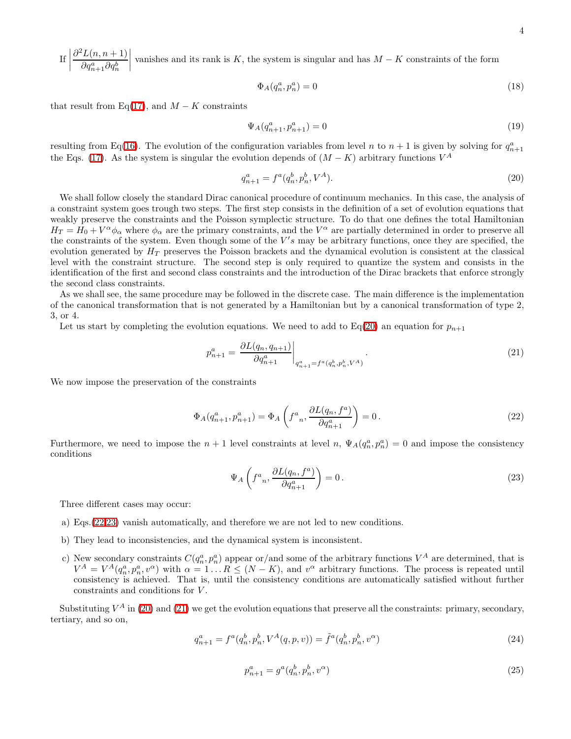If $\left|\dfrac{\partial^2 L(n,n+1)}{\partial q^a_{n+1}\partial q^b_n}\right|$ vanishes and its rank is $K$, the system is singular and has $M-K$ constraints of the form

$$\Phi_A(q^a_n, p^a_n) = 0 \tag{18}$$

that result from Eq(17), and $M-K$ constraints

$$\Psi_A(q^a_{n+1}, p^a_{n+1}) = 0 \tag{19}$$

resulting from Eq(16). The evolution of the configuration variables from level $n$ to $n+1$ is given by solving for $q^a_{n+1}$ the Eqs. (17). As the system is singular the evolution depends of $(M-K)$ arbitrary functions $V^A$

$$q^a_{n+1} = f^a(q^b_n, p^b_n, V^A). \tag{20}$$

We shall follow closely the standard Dirac canonical procedure of continuum mechanics. In this case, the analysis of a constraint system goes trough two steps. The first step consists in the definition of a set of evolution equations that weakly preserve the constraints and the Poisson symplectic structure. To do that one defines the total Hamiltonian $H_T = H_0 + V^\alpha \phi_\alpha$ where $\phi_\alpha$ are the primary constraints, and the $V^\alpha$ are partially determined in order to preserve all the constraints of the system. Even though some of the $V's$ may be arbitrary functions, once they are specified, the evolution generated by $H_T$ preserves the Poisson brackets and the dynamical evolution is consistent at the classical level with the constraint structure. The second step is only required to quantize the system and consists in the identification of the first and second class constraints and the introduction of the Dirac brackets that enforce strongly the second class constraints.

As we shall see, the same procedure may be followed in the discrete case. The main difference is the implementation of the canonical transformation that is not generated by a Hamiltonian but by a canonical transformation of type 2, 3, or 4.

Let us start by completing the evolution equations. We need to add to Eq(20) an equation for $p_{n+1}$

$$p^a_{n+1} = \left.\frac{\partial L(q_n, q_{n+1})}{\partial q^a_{n+1}}\right|_{q^a_{n+1}=f^a(q^b_n,p^b_n,V^A)}. \tag{21}$$

We now impose the preservation of the constraints

$$\Phi_A(q^a_{n+1}, p^a_{n+1}) = \Phi_A\left({f^a}_n, \frac{\partial L(q_n, f^a)}{\partial q^a_{n+1}}\right) = 0\,. \tag{22}$$

Furthermore, we need to impose the $n+1$ level constraints at level $n$, $\Psi_A(q^a_n, p^a_n) = 0$ and impose the consistency conditions

$$\Psi_A\left({f^a}_n, \frac{\partial L(q_n, f^a)}{\partial q^a_{n+1}}\right) = 0\,. \tag{23}$$

Three different cases may occur:

a) Eqs.(22,23) vanish automatically, and therefore we are not led to new conditions.

b) They lead to inconsistencies, and the dynamical system is inconsistent.

c) New secondary constraints $C(q^a_n, p^a_n)$ appear or/and some of the arbitrary functions $V^A$ are determined, that is $V^A = V^A(q^a_n, p^a_n, v^\alpha)$ with $\alpha = 1\ldots R \le (N-K)$, and $v^\alpha$ arbitrary functions. The process is repeated until consistency is achieved. That is, until the consistency conditions are automatically satisfied without further constraints and conditions for $V$.

Substituting $V^A$ in (20) and (21) we get the evolution equations that preserve all the constraints: primary, secondary, tertiary, and so on,

$$q^a_{n+1} = f^a(q^b_n, p^b_n, V^A(q,p,v)) = \tilde{f}^a(q^b_n, p^b_n, v^\alpha) \tag{24}$$

$$p^a_{n+1} = g^a(q^b_n, p^b_n, v^\alpha) \tag{25}$$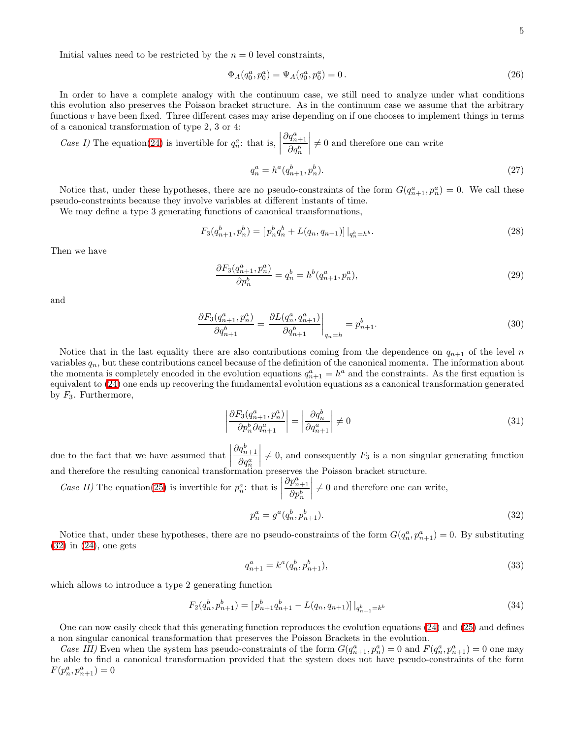Initial values need to be restricted by the $n = 0$ level constraints,

$$\Phi_A(q_0^a, p_0^a) = \Psi_A(q_0^a, p_0^a) = 0\,. \tag{26}$$

In order to have a complete analogy with the continuum case, we still need to analyze under what conditions this evolution also preserves the Poisson bracket structure. As in the continuum case we assume that the arbitrary functions $v$ have been fixed. Three different cases may arise depending on if one chooses to implement things in terms of a canonical transformation of type 2, 3 or 4:

*Case I)* The equation(24) is invertible for $q_n^a$: that is, $\left|\dfrac{\partial q_{n+1}^a}{\partial q_n^b}\right| \neq 0$ and therefore one can write

$$q_n^a = h^a(q_{n+1}^b, p_n^b). \tag{27}$$

Notice that, under these hypotheses, there are no pseudo-constraints of the form $G(q_{n+1}^a, p_n^a) = 0$. We call these pseudo-constraints because they involve variables at different instants of time.

We may define a type 3 generating functions of canonical transformations,

$$F_3(q_{n+1}^b, p_n^b) = [\,p_n^b q_n^b + L(q_n, q_{n+1})]\,|_{q_n^b = h^b}. \tag{28}$$

Then we have

$$\frac{\partial F_3(q_{n+1}^a, p_n^a)}{\partial p_n^b} = q_n^b = h^b(q_{n+1}^a, p_n^a), \tag{29}$$

and

$$\frac{\partial F_3(q_{n+1}^a, p_n^a)}{\partial q_{n+1}^b} = \left.\frac{\partial L(q_n^a, q_{n+1}^a)}{\partial q_{n+1}^b}\right|_{q_n = h} = p_{n+1}^b. \tag{30}$$

Notice that in the last equality there are also contributions coming from the dependence on $q_{n+1}$ of the level $n$ variables $q_n$, but these contributions cancel because of the definition of the canonical momenta. The information about the momenta is completely encoded in the evolution equations $q_{n+1}^a = h^a$ and the constraints. As the first equation is equivalent to (24) one ends up recovering the fundamental evolution equations as a canonical transformation generated by $F_3$. Furthermore,

$$\left|\frac{\partial F_3(q_{n+1}^a, p_n^a)}{\partial p_n^b \partial q_{n+1}^a}\right| = \left|\frac{\partial q_n^b}{\partial q_{n+1}^a}\right| \neq 0 \tag{31}$$

due to the fact that we have assumed that $\left|\dfrac{\partial q_{n+1}^b}{\partial q_n^a}\right| \neq 0$, and consequently $F_3$ is a non singular generating function and therefore the resulting canonical transformation preserves the Poisson bracket structure.

*Case II)* The equation(25) is invertible for $p_n^a$: that is $\left|\dfrac{\partial p_{n+1}^a}{\partial p_n^b}\right| \neq 0$ and therefore one can write,

$$p_n^a = g^a(q_n^b, p_{n+1}^b). \tag{32}$$

Notice that, under these hypotheses, there are no pseudo-constraints of the form $G(q_n^a, p_{n+1}^a) = 0$. By substituting (32) in (24), one gets

$$q_{n+1}^a = k^a(q_n^b, p_{n+1}^b), \tag{33}$$

which allows to introduce a type 2 generating function

$$F_2(q_n^b, p_{n+1}^b) = [\,p_{n+1}^b q_{n+1}^b - L(q_n, q_{n+1})]\,|_{q_{n+1}^b = k^b} \tag{34}$$

One can now easily check that this generating function reproduces the evolution equations (24) and (25) and defines a non singular canonical transformation that preserves the Poisson Brackets in the evolution.

*Case III)* Even when the system has pseudo-constraints of the form $G(q_{n+1}^a, p_n^a) = 0$ and $F(q_n^a, p_{n+1}^a) = 0$ one may be able to find a canonical transformation provided that the system does not have pseudo-constraints of the form $F(p_n^a, p_{n+1}^a) = 0$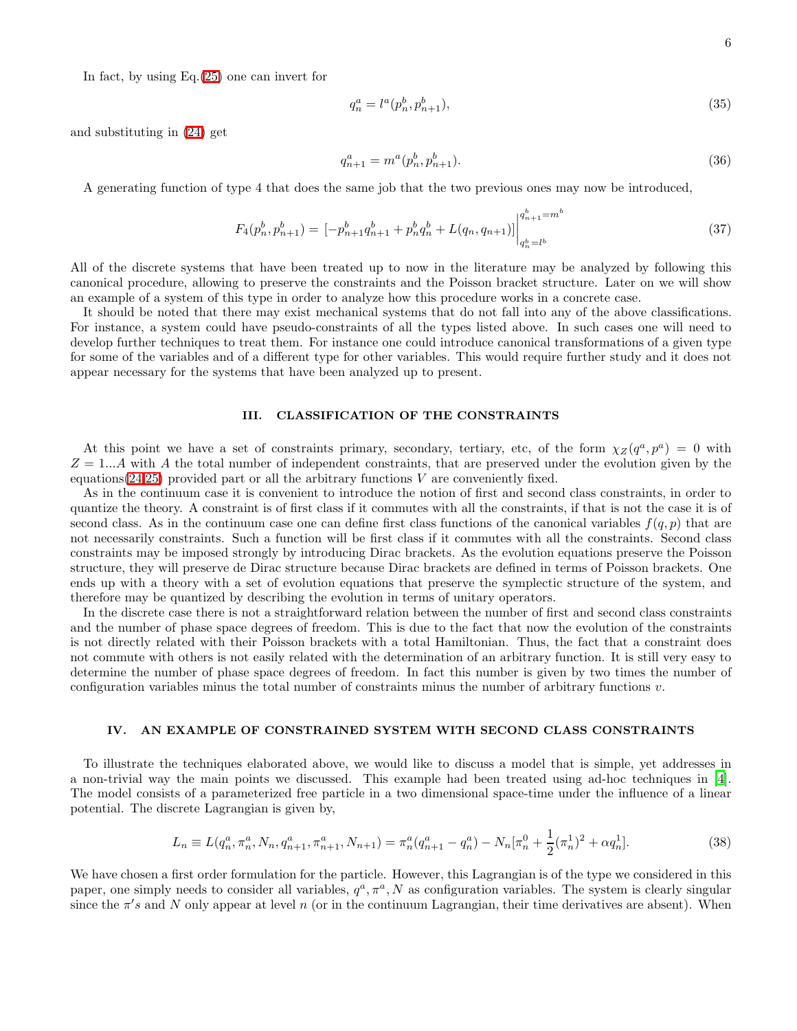In fact, by using Eq.(25) one can invert for

$$q_n^a = l^a(p_n^b, p_{n+1}^b), \tag{35}$$

and substituting in (24) get

$$q_{n+1}^a = m^a(p_n^b, p_{n+1}^b). \tag{36}$$

A generating function of type 4 that does the same job that the two previous ones may now be introduced,

$$F_4(p_n^b, p_{n+1}^b) = \left[-p_{n+1}^b q_{n+1}^b + p_n^b q_n^b + L(q_n, q_{n+1})\right]\Big|_{q_n^b = l^b}^{q_{n+1}^b = m^b} \tag{37}$$

All of the discrete systems that have been treated up to now in the literature may be analyzed by following this canonical procedure, allowing to preserve the constraints and the Poisson bracket structure. Later on we will show an example of a system of this type in order to analyze how this procedure works in a concrete case.

It should be noted that there may exist mechanical systems that do not fall into any of the above classifications. For instance, a system could have pseudo-constraints of all the types listed above. In such cases one will need to develop further techniques to treat them. For instance one could introduce canonical transformations of a given type for some of the variables and of a different type for other variables. This would require further study and it does not appear necessary for the systems that have been analyzed up to present.

## III. CLASSIFICATION OF THE CONSTRAINTS

At this point we have a set of constraints primary, secondary, tertiary, etc, of the form $\chi_Z(q^a, p^a) = 0$ with $Z = 1...A$ with $A$ the total number of independent constraints, that are preserved under the evolution given by the equations(24,25) provided part or all the arbitrary functions $V$ are conveniently fixed.

As in the continuum case it is convenient to introduce the notion of first and second class constraints, in order to quantize the theory. A constraint is of first class if it commutes with all the constraints, if that is not the case it is of second class. As in the continuum case one can define first class functions of the canonical variables $f(q,p)$ that are not necessarily constraints. Such a function will be first class if it commutes with all the constraints. Second class constraints may be imposed strongly by introducing Dirac brackets. As the evolution equations preserve the Poisson structure, they will preserve de Dirac structure because Dirac brackets are defined in terms of Poisson brackets. One ends up with a theory with a set of evolution equations that preserve the symplectic structure of the system, and therefore may be quantized by describing the evolution in terms of unitary operators.

In the discrete case there is not a straightforward relation between the number of first and second class constraints and the number of phase space degrees of freedom. This is due to the fact that now the evolution of the constraints is not directly related with their Poisson brackets with a total Hamiltonian. Thus, the fact that a constraint does not commute with others is not easily related with the determination of an arbitrary function. It is still very easy to determine the number of phase space degrees of freedom. In fact this number is given by two times the number of configuration variables minus the total number of constraints minus the number of arbitrary functions $v$.

## IV. AN EXAMPLE OF CONSTRAINED SYSTEM WITH SECOND CLASS CONSTRAINTS

To illustrate the techniques elaborated above, we would like to discuss a model that is simple, yet addresses in a non-trivial way the main points we discussed. This example had been treated using ad-hoc techniques in [4]. The model consists of a parameterized free particle in a two dimensional space-time under the influence of a linear potential. The discrete Lagrangian is given by,

$$L_n \equiv L(q_n^a, \pi_n^a, N_n, q_{n+1}^a, \pi_{n+1}^a, N_{n+1}) = \pi_n^a(q_{n+1}^a - q_n^a) - N_n[\pi_n^0 + \frac{1}{2}(\pi_n^1)^2 + \alpha q_n^1]. \tag{38}$$

We have chosen a first order formulation for the particle. However, this Lagrangian is of the type we considered in this paper, one simply needs to consider all variables, $q^a, \pi^a, N$ as configuration variables. The system is clearly singular since the $\pi's$ and $N$ only appear at level $n$ (or in the continuum Lagrangian, their time derivatives are absent). When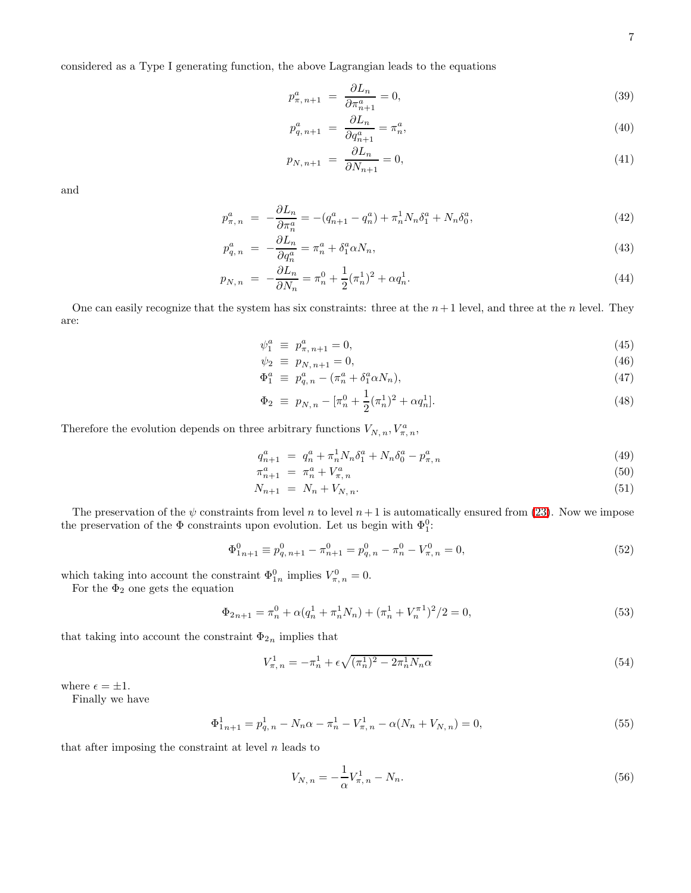considered as a Type I generating function, the above Lagrangian leads to the equations

$$p^a_{\pi,\,n+1} \;=\; \frac{\partial L_n}{\partial \pi^a_{n+1}} = 0, \tag{39}$$

$$p^a_{q,\,n+1} \;=\; \frac{\partial L_n}{\partial q^a_{n+1}} = \pi^a_n, \tag{40}$$

$$p_{N,\,n+1} \;=\; \frac{\partial L_n}{\partial N_{n+1}} = 0, \tag{41}$$

and

$$p^a_{\pi,\,n} \;=\; -\frac{\partial L_n}{\partial \pi^a_n} = -(q^a_{n+1} - q^a_n) + \pi^1_n N_n \delta^a_1 + N_n \delta^a_0, \tag{42}$$

$$p^a_{q,\,n} \;=\; -\frac{\partial L_n}{\partial q^a_n} = \pi^a_n + \delta^a_1 \alpha N_n, \tag{43}$$

$$p_{N,\,n} \;=\; -\frac{\partial L_n}{\partial N_n} = \pi^0_n + \frac{1}{2}(\pi^1_n)^2 + \alpha q^1_n. \tag{44}$$

One can easily recognize that the system has six constraints: three at the $n+1$ level, and three at the $n$ level. They are:

$$\psi^a_1 \;\equiv\; p^a_{\pi,\,n+1} = 0, \tag{45}$$

$$\psi_2 \;\equiv\; p_{N,\,n+1} = 0, \tag{46}$$

$$\Phi^a_1 \;\equiv\; p^a_{q,\,n} - (\pi^a_n + \delta^a_1 \alpha N_n), \tag{47}$$

$$\Phi_2 \;\equiv\; p_{N,\,n} - [\pi^0_n + \frac{1}{2}(\pi^1_n)^2 + \alpha q^1_n]. \tag{48}$$

Therefore the evolution depends on three arbitrary functions $V_{N,\,n}, V^a_{\pi,\,n}$,

$$q^a_{n+1} \;=\; q^a_n + \pi^1_n N_n \delta^a_1 + N_n \delta^a_0 - p^a_{\pi,\,n} \tag{49}$$

$$\pi^a_{n+1} \;=\; \pi^a_n + V^a_{\pi,\,n} \tag{50}$$

$$N_{n+1} \;=\; N_n + V_{N,\,n}. \tag{51}$$

The preservation of the $\psi$ constraints from level $n$ to level $n+1$ is automatically ensured from (23). Now we impose the preservation of the $\Phi$ constraints upon evolution. Let us begin with $\Phi^0_1$:

$$\Phi^0_{1\,n+1} \equiv p^0_{q,\,n+1} - \pi^0_{n+1} = p^0_{q,\,n} - \pi^0_n - V^0_{\pi,\,n} = 0, \tag{52}$$

which taking into account the constraint $\Phi^0_{1n}$ implies $V^0_{\pi,\,n} = 0$.

For the $\Phi_2$ one gets the equation

$$\Phi_{2\,n+1} = \pi^0_n + \alpha(q^1_n + \pi^1_n N_n) + (\pi^1_n + V^{\pi\,1}_n)^2/2 = 0, \tag{53}$$

that taking into account the constraint $\Phi_{2n}$ implies that

$$V^1_{\pi,\,n} = -\pi^1_n + \epsilon\sqrt{(\pi^1_n)^2 - 2\pi^1_n N_n \alpha} \tag{54}$$

where $\epsilon = \pm 1$.

Finally we have

$$\Phi^1_{1\,n+1} = p^1_{q,\,n} - N_n \alpha - \pi^1_n - V^1_{\pi,\,n} - \alpha(N_n + V_{N,\,n}) = 0, \tag{55}$$

that after imposing the constraint at level $n$ leads to

$$V_{N,\,n} = -\frac{1}{\alpha} V^1_{\pi,\,n} - N_n. \tag{56}$$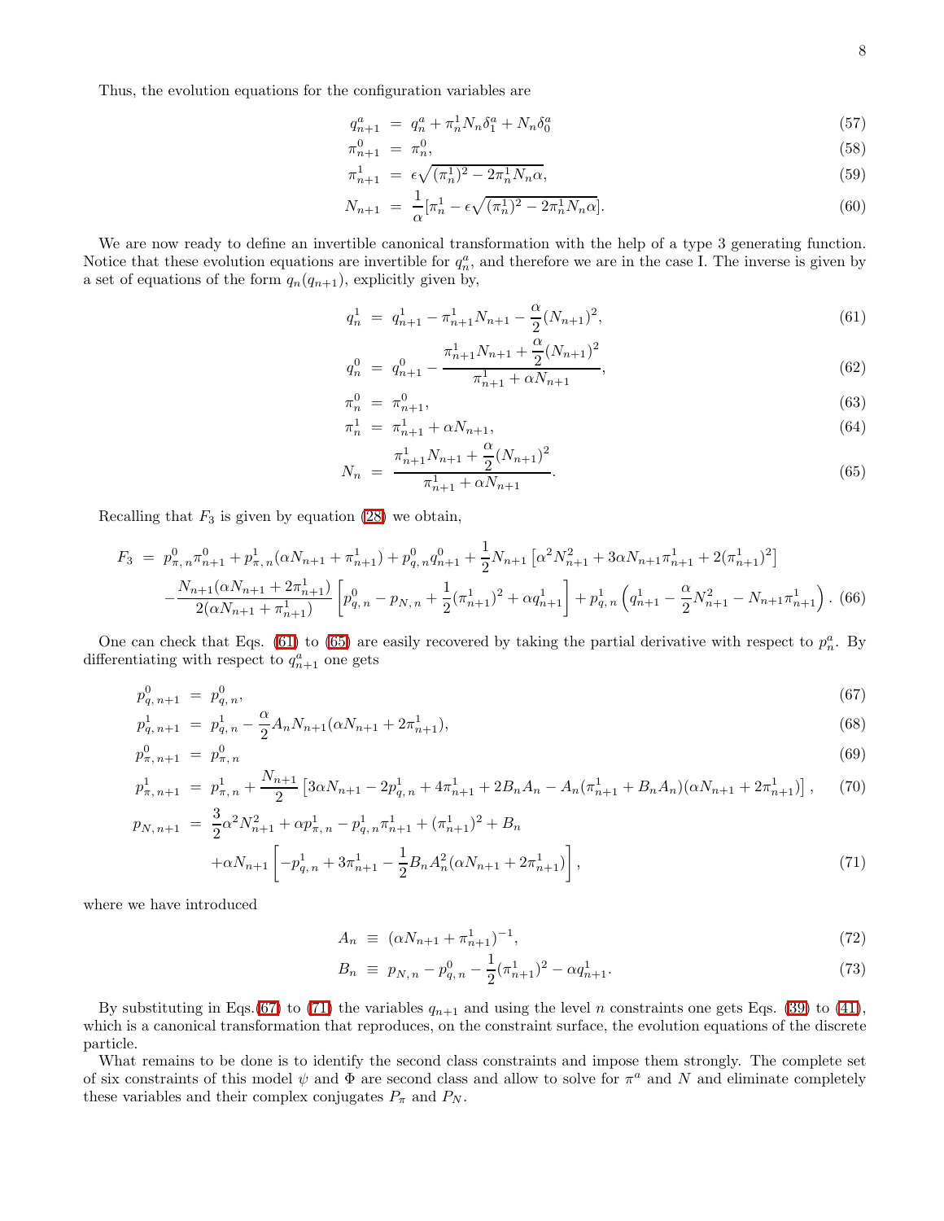Thus, the evolution equations for the configuration variables are

$$q^a_{n+1} = q^a_n + \pi^1_n N_n \delta^a_1 + N_n \delta^a_0 \tag{57}$$

$$\pi^0_{n+1} = \pi^0_n, \tag{58}$$

$$\pi^1_{n+1} = \epsilon\sqrt{(\pi^1_n)^2 - 2\pi^1_n N_n \alpha}, \tag{59}$$

$$N_{n+1} = \frac{1}{\alpha}[\pi^1_n - \epsilon\sqrt{(\pi^1_n)^2 - 2\pi^1_n N_n \alpha}]. \tag{60}$$

We are now ready to define an invertible canonical transformation with the help of a type 3 generating function. Notice that these evolution equations are invertible for $q^a_n$, and therefore we are in the case I. The inverse is given by a set of equations of the form $q_n(q_{n+1})$, explicitly given by,

$$q^1_n = q^1_{n+1} - \pi^1_{n+1} N_{n+1} - \frac{\alpha}{2}(N_{n+1})^2, \tag{61}$$

$$q^0_n = q^0_{n+1} - \frac{\pi^1_{n+1} N_{n+1} + \frac{\alpha}{2}(N_{n+1})^2}{\pi^1_{n+1} + \alpha N_{n+1}}, \tag{62}$$

$$\pi^0_n = \pi^0_{n+1}, \tag{63}$$

$$\pi^1_n = \pi^1_{n+1} + \alpha N_{n+1}, \tag{64}$$

$$N_n = \frac{\pi^1_{n+1} N_{n+1} + \frac{\alpha}{2}(N_{n+1})^2}{\pi^1_{n+1} + \alpha N_{n+1}}. \tag{65}$$

Recalling that $F_3$ is given by equation (28) we obtain,

$$\begin{aligned} F_3 = {} & p^0_{\pi,\,n}\pi^0_{n+1} + p^1_{\pi,\,n}(\alpha N_{n+1} + \pi^1_{n+1}) + p^0_{q,\,n} q^0_{n+1} + \frac{1}{2} N_{n+1}\left[\alpha^2 N^2_{n+1} + 3\alpha N_{n+1}\pi^1_{n+1} + 2(\pi^1_{n+1})^2\right] \\ & - \frac{N_{n+1}(\alpha N_{n+1} + 2\pi^1_{n+1})}{2(\alpha N_{n+1} + \pi^1_{n+1})}\left[p^0_{q,\,n} - p_{N,\,n} + \frac{1}{2}(\pi^1_{n+1})^2 + \alpha q^1_{n+1}\right] + p^1_{q,\,n}\left(q^1_{n+1} - \frac{\alpha}{2}N^2_{n+1} - N_{n+1}\pi^1_{n+1}\right). \end{aligned} \tag{66}$$

One can check that Eqs. (61) to (65) are easily recovered by taking the partial derivative with respect to $p^a_n$. By differentiating with respect to $q^a_{n+1}$ one gets

$$p^0_{q,\,n+1} = p^0_{q,\,n}, \tag{67}$$

$$p^1_{q,\,n+1} = p^1_{q,\,n} - \frac{\alpha}{2} A_n N_{n+1}(\alpha N_{n+1} + 2\pi^1_{n+1}), \tag{68}$$

$$p^0_{\pi,\,n+1} = p^0_{\pi,\,n} \tag{69}$$

$$p^1_{\pi,\,n+1} = p^1_{\pi,\,n} + \frac{N_{n+1}}{2}\left[3\alpha N_{n+1} - 2p^1_{q,\,n} + 4\pi^1_{n+1} + 2B_n A_n - A_n(\pi^1_{n+1} + B_n A_n)(\alpha N_{n+1} + 2\pi^1_{n+1})\right], \tag{70}$$

$$\begin{aligned} p_{N,\,n+1} = {} & \frac{3}{2}\alpha^2 N^2_{n+1} + \alpha p^1_{\pi,\,n} - p^1_{q,\,n}\pi^1_{n+1} + (\pi^1_{n+1})^2 + B_n \\ & + \alpha N_{n+1}\left[-p^1_{q,\,n} + 3\pi^1_{n+1} - \frac{1}{2} B_n A^2_n(\alpha N_{n+1} + 2\pi^1_{n+1})\right], \end{aligned} \tag{71}$$

where we have introduced

$$A_n \equiv (\alpha N_{n+1} + \pi^1_{n+1})^{-1}, \tag{72}$$

$$B_n \equiv p_{N,\,n} - p^0_{q,\,n} - \frac{1}{2}(\pi^1_{n+1})^2 - \alpha q^1_{n+1}. \tag{73}$$

By substituting in Eqs.(67) to (71) the variables $q_{n+1}$ and using the level $n$ constraints one gets Eqs. (39) to (41), which is a canonical transformation that reproduces, on the constraint surface, the evolution equations of the discrete particle.

What remains to be done is to identify the second class constraints and impose them strongly. The complete set of six constraints of this model $\psi$ and $\Phi$ are second class and allow to solve for $\pi^a$ and $N$ and eliminate completely these variables and their complex conjugates $P_\pi$ and $P_N$.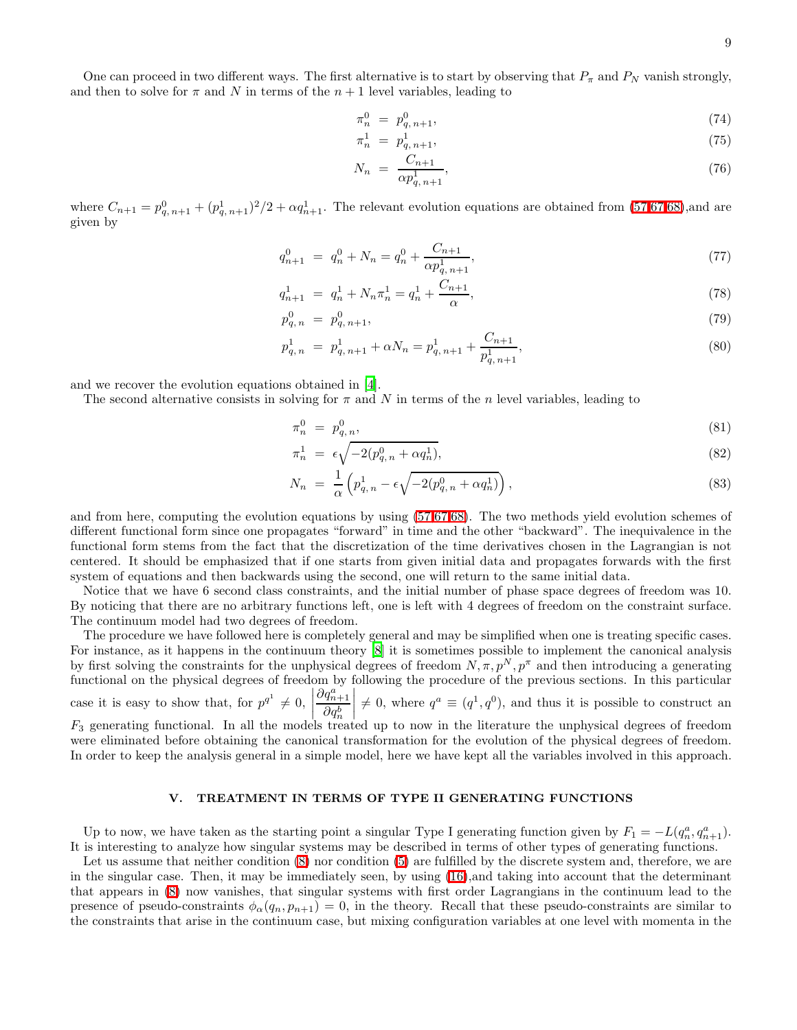One can proceed in two different ways. The first alternative is to start by observing that $P_\pi$ and $P_N$ vanish strongly, and then to solve for $\pi$ and $N$ in terms of the $n+1$ level variables, leading to

$$\pi^0_n = p^0_{q,\,n+1}, \tag{74}$$

$$\pi^1_n = p^1_{q,\,n+1}, \tag{75}$$

$$N_n = \frac{C_{n+1}}{\alpha p^1_{q,\,n+1}}, \tag{76}$$

where $C_{n+1} = p^0_{q,\,n+1} + (p^1_{q,\,n+1})^2/2 + \alpha q^1_{n+1}$. The relevant evolution equations are obtained from (57,67,68),and are given by

$$q^0_{n+1} = q^0_n + N_n = q^0_n + \frac{C_{n+1}}{\alpha p^1_{q,\,n+1}}, \tag{77}$$

$$q^1_{n+1} = q^1_n + N_n \pi^1_n = q^1_n + \frac{C_{n+1}}{\alpha}, \tag{78}$$

$$p^0_{q,\,n} = p^0_{q,\,n+1}, \tag{79}$$

$$p^1_{q,\,n} = p^1_{q,\,n+1} + \alpha N_n = p^1_{q,\,n+1} + \frac{C_{n+1}}{p^1_{q,\,n+1}}, \tag{80}$$

and we recover the evolution equations obtained in [4].

The second alternative consists in solving for $\pi$ and $N$ in terms of the $n$ level variables, leading to

$$\pi^0_n = p^0_{q,\,n}, \tag{81}$$

$$\pi^1_n = \epsilon\sqrt{-2(p^0_{q,\,n} + \alpha q^1_n)}, \tag{82}$$

$$N_n = \frac{1}{\alpha}\left(p^1_{q,\,n} - \epsilon\sqrt{-2(p^0_{q,\,n} + \alpha q^1_n)}\right), \tag{83}$$

and from here, computing the evolution equations by using (57,67,68). The two methods yield evolution schemes of different functional form since one propagates "forward" in time and the other "backward". The inequivalence in the functional form stems from the fact that the discretization of the time derivatives chosen in the Lagrangian is not centered. It should be emphasized that if one starts from given initial data and propagates forwards with the first system of equations and then backwards using the second, one will return to the same initial data.

Notice that we have 6 second class constraints, and the initial number of phase space degrees of freedom was 10. By noticing that there are no arbitrary functions left, one is left with 4 degrees of freedom on the constraint surface. The continuum model had two degrees of freedom.

The procedure we have followed here is completely general and may be simplified when one is treating specific cases. For instance, as it happens in the continuum theory [8] it is sometimes possible to implement the canonical analysis by first solving the constraints for the unphysical degrees of freedom $N, \pi, p^N, p^\pi$ and then introducing a generating functional on the physical degrees of freedom by following the procedure of the previous sections. In this particular case it is easy to show that, for $p^{q^1} \neq 0$, $\left|\frac{\partial q^a_{n+1}}{\partial q^b_n}\right| \neq 0$, where $q^a \equiv (q^1, q^0)$, and thus it is possible to construct an $F_3$ generating functional. In all the models treated up to now in the literature the unphysical degrees of freedom were eliminated before obtaining the canonical transformation for the evolution of the physical degrees of freedom. In order to keep the analysis general in a simple model, here we have kept all the variables involved in this approach.

## V. TREATMENT IN TERMS OF TYPE II GENERATING FUNCTIONS

Up to now, we have taken as the starting point a singular Type I generating function given by $F_1 = -L(q^a_n, q^a_{n+1})$. It is interesting to analyze how singular systems may be described in terms of other types of generating functions.

Let us assume that neither condition (8) nor condition (5) are fulfilled by the discrete system and, therefore, we are in the singular case. Then, it may be immediately seen, by using (16),and taking into account that the determinant that appears in (8) now vanishes, that singular systems with first order Lagrangians in the continuum lead to the presence of pseudo-constraints $\phi_\alpha(q_n, p_{n+1}) = 0$, in the theory. Recall that these pseudo-constraints are similar to the constraints that arise in the continuum case, but mixing configuration variables at one level with momenta in the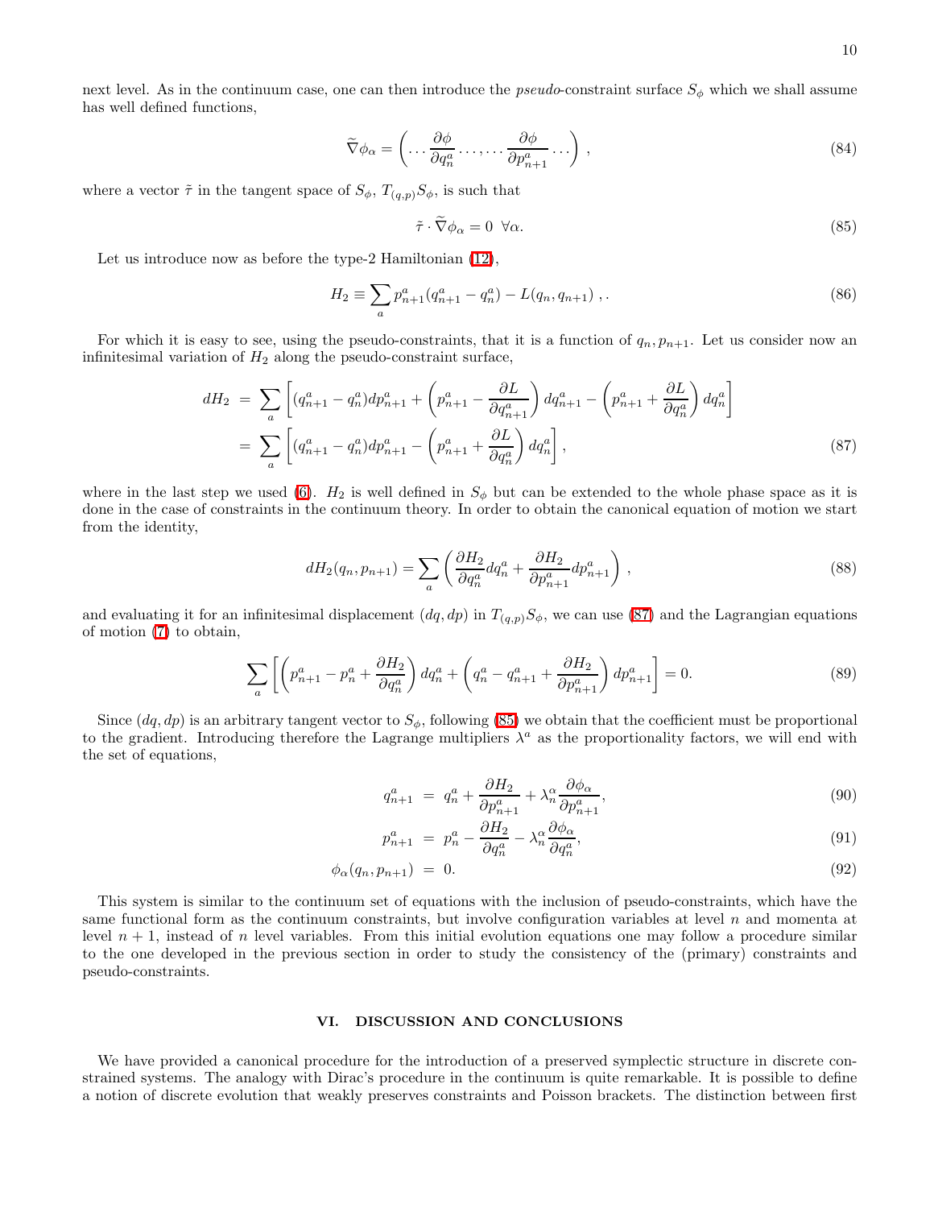next level. As in the continuum case, one can then introduce the *pseudo*-constraint surface $S_\phi$ which we shall assume has well defined functions,

$$\widetilde{\nabla}\phi_\alpha = \left( \dots \frac{\partial \phi}{\partial q_n^a} \dots, \dots \frac{\partial \phi}{\partial p_{n+1}^a} \dots \right) , \tag{84}$$

where a vector $\tilde{\tau}$ in the tangent space of $S_\phi$, $T_{(q,p)}S_\phi$, is such that

$$\tilde{\tau} \cdot \widetilde{\nabla}\phi_\alpha = 0 \ \ \forall \alpha. \tag{85}$$

Let us introduce now as before the type-2 Hamiltonian (12),

$$H_2 \equiv \sum_a p_{n+1}^a (q_{n+1}^a - q_n^a) - L(q_n, q_{n+1}) \, , . \tag{86}$$

For which it is easy to see, using the pseudo-constraints, that it is a function of $q_n, p_{n+1}$. Let us consider now an infinitesimal variation of $H_2$ along the pseudo-constraint surface,

$$\begin{aligned} dH_2 \ &= \ \sum_a \left[ (q_{n+1}^a - q_n^a) dp_{n+1}^a + \left( p_{n+1}^a - \frac{\partial L}{\partial q_{n+1}^a} \right) dq_{n+1}^a - \left( p_{n+1}^a + \frac{\partial L}{\partial q_n^a} \right) dq_n^a \right] \\ &= \ \sum_a \left[ (q_{n+1}^a - q_n^a) dp_{n+1}^a - \left( p_{n+1}^a + \frac{\partial L}{\partial q_n^a} \right) dq_n^a \right] , \end{aligned} \tag{87}$$

where in the last step we used (6). $H_2$ is well defined in $S_\phi$ but can be extended to the whole phase space as it is done in the case of constraints in the continuum theory. In order to obtain the canonical equation of motion we start from the identity,

$$dH_2(q_n, p_{n+1}) = \sum_a \left( \frac{\partial H_2}{\partial q_n^a} dq_n^a + \frac{\partial H_2}{\partial p_{n+1}^a} dp_{n+1}^a \right) , \tag{88}$$

and evaluating it for an infinitesimal displacement $(dq, dp)$ in $T_{(q,p)}S_\phi$, we can use (87) and the Lagrangian equations of motion (7) to obtain,

$$\sum_a \left[ \left( p_{n+1}^a - p_n^a + \frac{\partial H_2}{\partial q_n^a} \right) dq_n^a + \left( q_n^a - q_{n+1}^a + \frac{\partial H_2}{\partial p_{n+1}^a} \right) dp_{n+1}^a \right] = 0. \tag{89}$$

Since $(dq, dp)$ is an arbitrary tangent vector to $S_\phi$, following (85) we obtain that the coefficient must be proportional to the gradient. Introducing therefore the Lagrange multipliers $\lambda^a$ as the proportionality factors, we will end with the set of equations,

$$q_{n+1}^a \ = \ q_n^a + \frac{\partial H_2}{\partial p_{n+1}^a} + \lambda_n^\alpha \frac{\partial \phi_\alpha}{\partial p_{n+1}^a}, \tag{90}$$

$$p_{n+1}^a \ = \ p_n^a - \frac{\partial H_2}{\partial q_n^a} - \lambda_n^\alpha \frac{\partial \phi_\alpha}{\partial q_n^a}, \tag{91}$$

$$\phi_\alpha(q_n, p_{n+1}) \ = \ 0. \tag{92}$$

This system is similar to the continuum set of equations with the inclusion of pseudo-constraints, which have the same functional form as the continuum constraints, but involve configuration variables at level $n$ and momenta at level $n+1$, instead of $n$ level variables. From this initial evolution equations one may follow a procedure similar to the one developed in the previous section in order to study the consistency of the (primary) constraints and pseudo-constraints.

## VI. DISCUSSION AND CONCLUSIONS

We have provided a canonical procedure for the introduction of a preserved symplectic structure in discrete constrained systems. The analogy with Dirac's procedure in the continuum is quite remarkable. It is possible to define a notion of discrete evolution that weakly preserves constraints and Poisson brackets. The distinction between first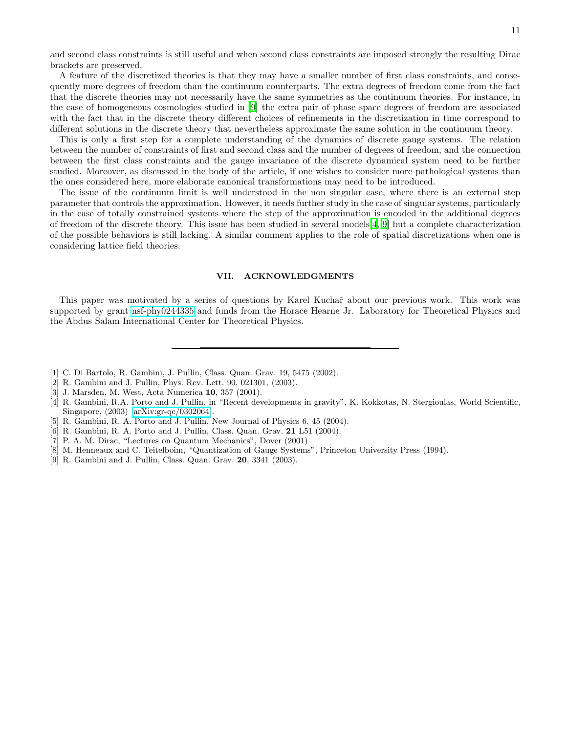and second class constraints is still useful and when second class constraints are imposed strongly the resulting Dirac brackets are preserved.

A feature of the discretized theories is that they may have a smaller number of first class constraints, and consequently more degrees of freedom than the continuum counterparts. The extra degrees of freedom come from the fact that the discrete theories may not necessarily have the same symmetries as the continuum theories. For instance, in the case of homogeneous cosmologies studied in [9] the extra pair of phase space degrees of freedom are associated with the fact that in the discrete theory different choices of refinements in the discretization in time correspond to different solutions in the discrete theory that nevertheless approximate the same solution in the continuum theory.

This is only a first step for a complete understanding of the dynamics of discrete gauge systems. The relation between the number of constraints of first and second class and the number of degrees of freedom, and the connection between the first class constraints and the gauge invariance of the discrete dynamical system need to be further studied. Moreover, as discussed in the body of the article, if one wishes to consider more pathological systems than the ones considered here, more elaborate canonical transformations may need to be introduced.

The issue of the continuum limit is well understood in the non singular case, where there is an external step parameter that controls the approximation. However, it needs further study in the case of singular systems, particularly in the case of totally constrained systems where the step of the approximation is encoded in the additional degrees of freedom of the discrete theory. This issue has been studied in several models[4, 9] but a complete characterization of the possible behaviors is still lacking. A similar comment applies to the role of spatial discretizations when one is considering lattice field theories.

## VII. ACKNOWLEDGMENTS

This paper was motivated by a series of questions by Karel Kuchař about our previous work. This work was supported by grant nsf-phy0244335 and funds from the Horace Hearne Jr. Laboratory for Theoretical Physics and the Abdus Salam International Center for Theoretical Physics.

---

[1] C. Di Bartolo, R. Gambini, J. Pullin, Class. Quan. Grav. 19, 5475 (2002).
[2] R. Gambini and J. Pullin, Phys. Rev. Lett. 90, 021301, (2003).
[3] J. Marsden, M. West, Acta Numerica **10**, 357 (2001).
[4] R. Gambini, R.A. Porto and J. Pullin, in "Recent developments in gravity", K. Kokkotas, N. Stergioulas, World Scientific, Singapore, (2003) [arXiv:gr-qc/0302064].
[5] R. Gambini, R. A. Porto and J. Pullin, New Journal of Physics 6, 45 (2004).
[6] R. Gambini, R. A. Porto and J. Pullin, Class. Quan. Grav. **21** L51 (2004).
[7] P. A. M. Dirac, "Lectures on Quantum Mechanics", Dover (2001)
[8] M. Henneaux and C. Teitelboim, "Quantization of Gauge Systems", Princeton University Press (1994).
[9] R. Gambini and J. Pullin, Class. Quan. Grav. **20**, 3341 (2003).